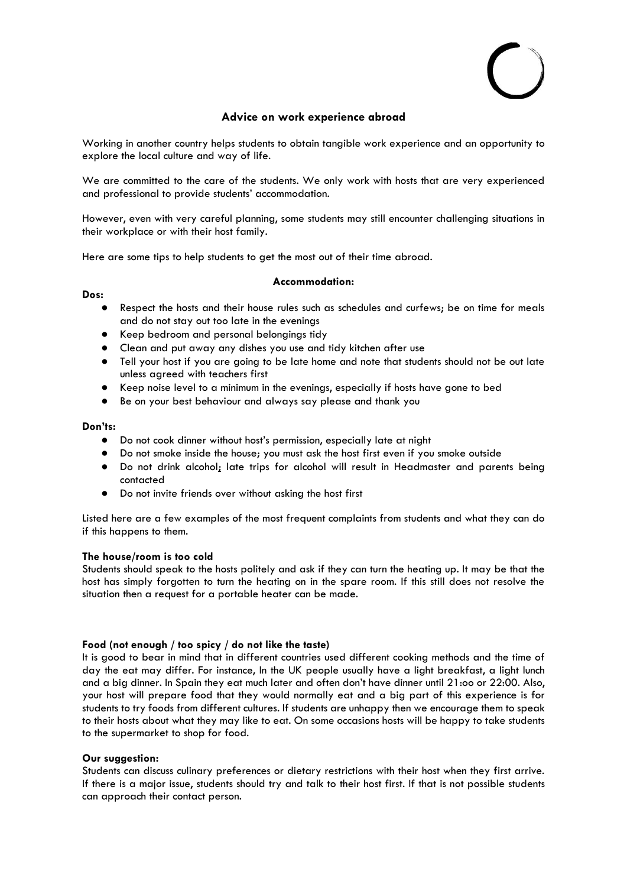## Advice on work experience abroad

Working in another country helps students to obtain tangible work experience and an opportunity to explore the local culture and way of life.

We are committed to the care of the students. We only work with hosts that are very experienced and professional to provide students' accommodation.

However, even with very careful planning, some students may still encounter challenging situations in their workplace or with their host family.

Here are some tips to help students to get the most out of their time abroad.

### Accommodation:

**Dos:**

- Respect the hosts and their house rules such as schedules and curfews; be on time for meals and do not stay out too late in the evenings
- Keep bedroom and personal belongings tidy
- Clean and put away any dishes you use and tidy kitchen after use
- Tell your host if you are going to be late home and note that students should not be out late unless agreed with teachers first
- Keep noise level to a minimum in the evenings, especially if hosts have gone to bed
- Be on your best behaviour and always say please and thank you

**Don'ts:**

- Do not cook dinner without host's permission, especially late at night
- Do not smoke inside the house; you must ask the host first even if you smoke outside
- Do not drink alcohol; late trips for alcohol will result in Headmaster and parents being contacted
- Do not invite friends over without asking the host first

Listed here are a few examples of the most frequent complaints from students and what they can do if this happens to them.

**The house/room is too cold**

Students should speak to the hosts politely and ask if they can turn the heating up. It may be that the host has simply forgotten to turn the heating on in the spare room. If this still does not resolve the situation then a request for a portable heater can be made.

**Food (not enough / too spicy / do not like the taste)**

It is good to bear in mind that in different countries used different cooking methods and the time of day the eat may differ. For instance, In the UK people usually have a light breakfast, a light lunch and a big dinner. In Spain they eat much later and often don't have dinner until 21:oo or 22:00. Also, your host will prepare food that they would normally eat and a big part of this experience is for students to try foods from different cultures. If students are unhappy then we encourage them to speak to their hosts about what they may like to eat. On some occasions hosts will be happy to take students to the supermarket to shop for food.

**Our suggestion:**

Students can discuss culinary preferences or dietary restrictions with their host when they first arrive. If there is a major issue, students should try and talk to their host first. If that is not possible students can approach their contact person.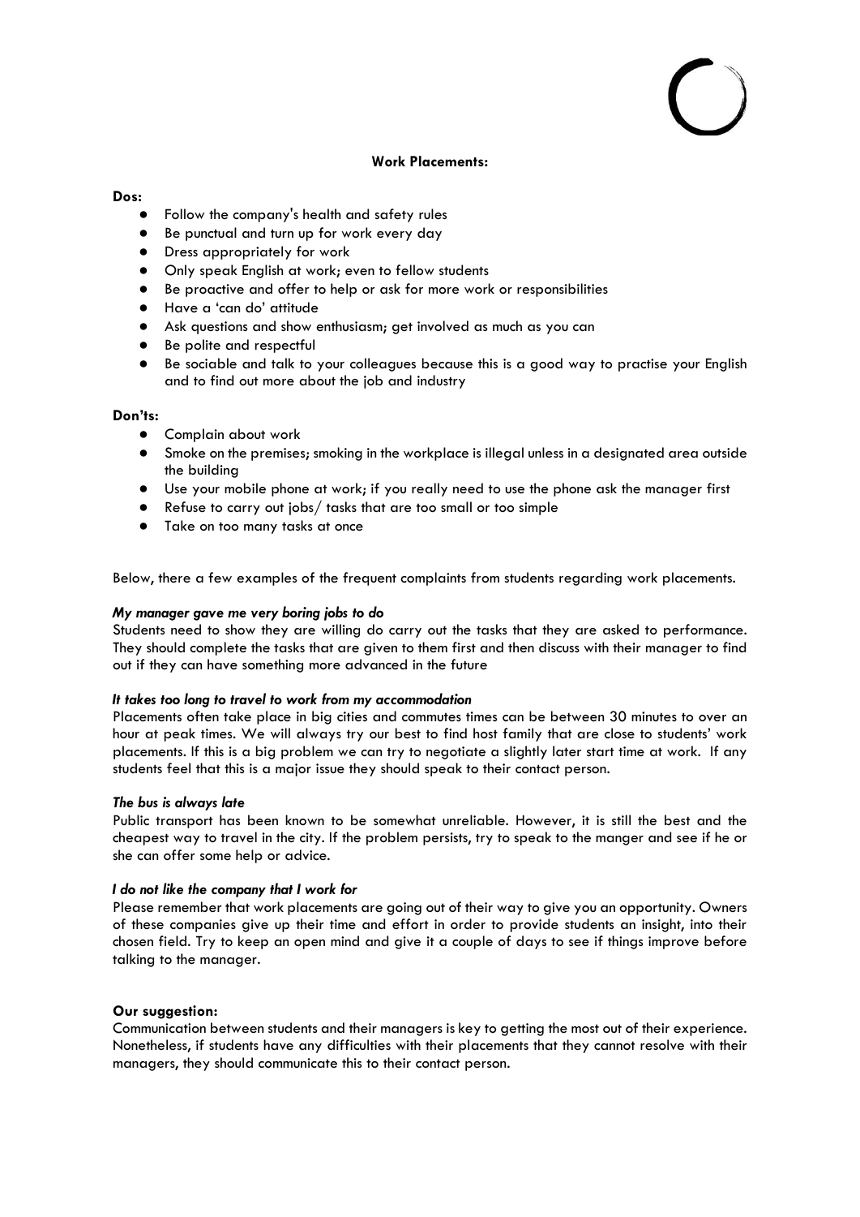**Work Placements:**

**Dos:**

- Follow the company's health and safety rules
- Be punctual and turn up for work every day
- Dress appropriately for work
- Only speak English at work; even to fellow students
- Be proactive and offer to help or ask for more work or responsibilities
- Have a 'can do' attitude
- Ask questions and show enthusiasm; get involved as much as you can
- Be polite and respectful
- Be sociable and talk to your colleagues because this is a good way to practise your English and to find out more about the job and industry

**Don'ts:**

- Complain about work
- Smoke on the premises; smoking in the workplace is illegal unless in a designated area outside the building
- Use your mobile phone at work; if you really need to use the phone ask the manager first
- Refuse to carry out jobs/ tasks that are too small or too simple
- Take on too many tasks at once

Below, there a few examples of the frequent complaints from students regarding work placements.

***My manager gave me very boring jobs to do***

Students need to show they are willing do carry out the tasks that they are asked to performance. They should complete the tasks that are given to them first and then discuss with their manager to find out if they can have something more advanced in the future

***It takes too long to travel to work from my accommodation***

Placements often take place in big cities and commutes times can be between 30 minutes to over an hour at peak times. We will always try our best to find host family that are close to students' work placements. If this is a big problem we can try to negotiate a slightly later start time at work. If any students feel that this is a major issue they should speak to their contact person.

***The bus is always late***

Public transport has been known to be somewhat unreliable. However, it is still the best and the cheapest way to travel in the city. If the problem persists, try to speak to the manger and see if he or she can offer some help or advice.

***I do not like the company that I work for***

Please remember that work placements are going out of their way to give you an opportunity. Owners of these companies give up their time and effort in order to provide students an insight, into their chosen field. Try to keep an open mind and give it a couple of days to see if things improve before talking to the manager.

**Our suggestion:**

Communication between students and their managers is key to getting the most out of their experience. Nonetheless, if students have any difficulties with their placements that they cannot resolve with their managers, they should communicate this to their contact person.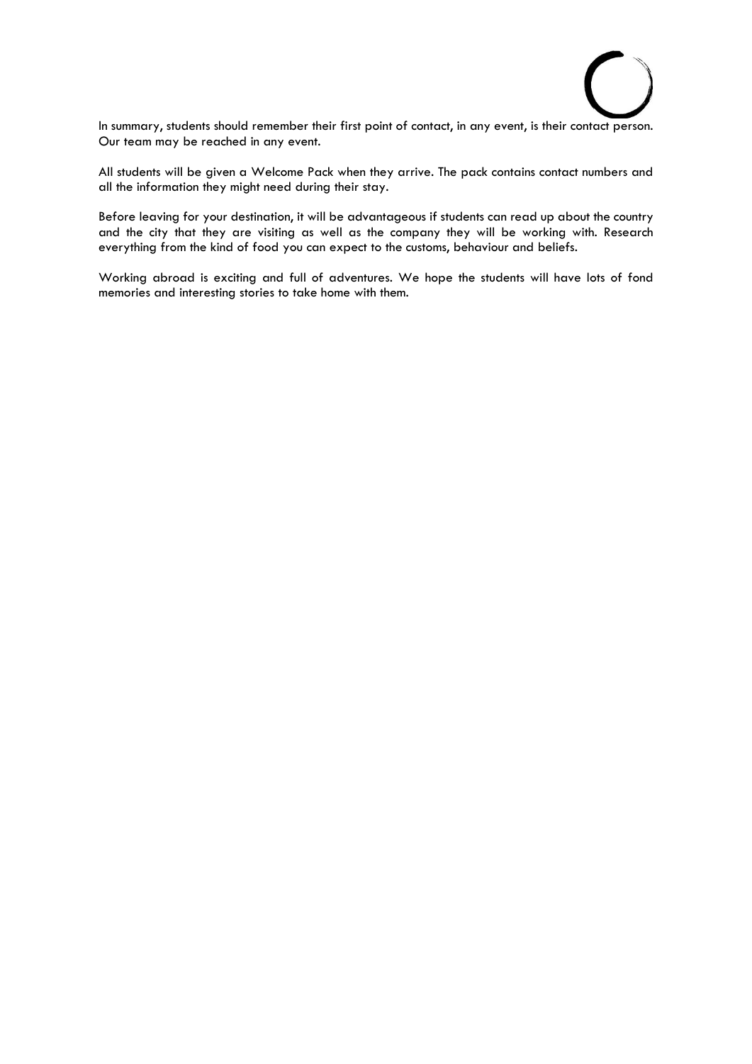In summary, students should remember their first point of contact, in any event, is their contact person. Our team may be reached in any event.

All students will be given a Welcome Pack when they arrive. The pack contains contact numbers and all the information they might need during their stay.

Before leaving for your destination, it will be advantageous if students can read up about the country and the city that they are visiting as well as the company they will be working with. Research everything from the kind of food you can expect to the customs, behaviour and beliefs.

Working abroad is exciting and full of adventures. We hope the students will have lots of fond memories and interesting stories to take home with them.